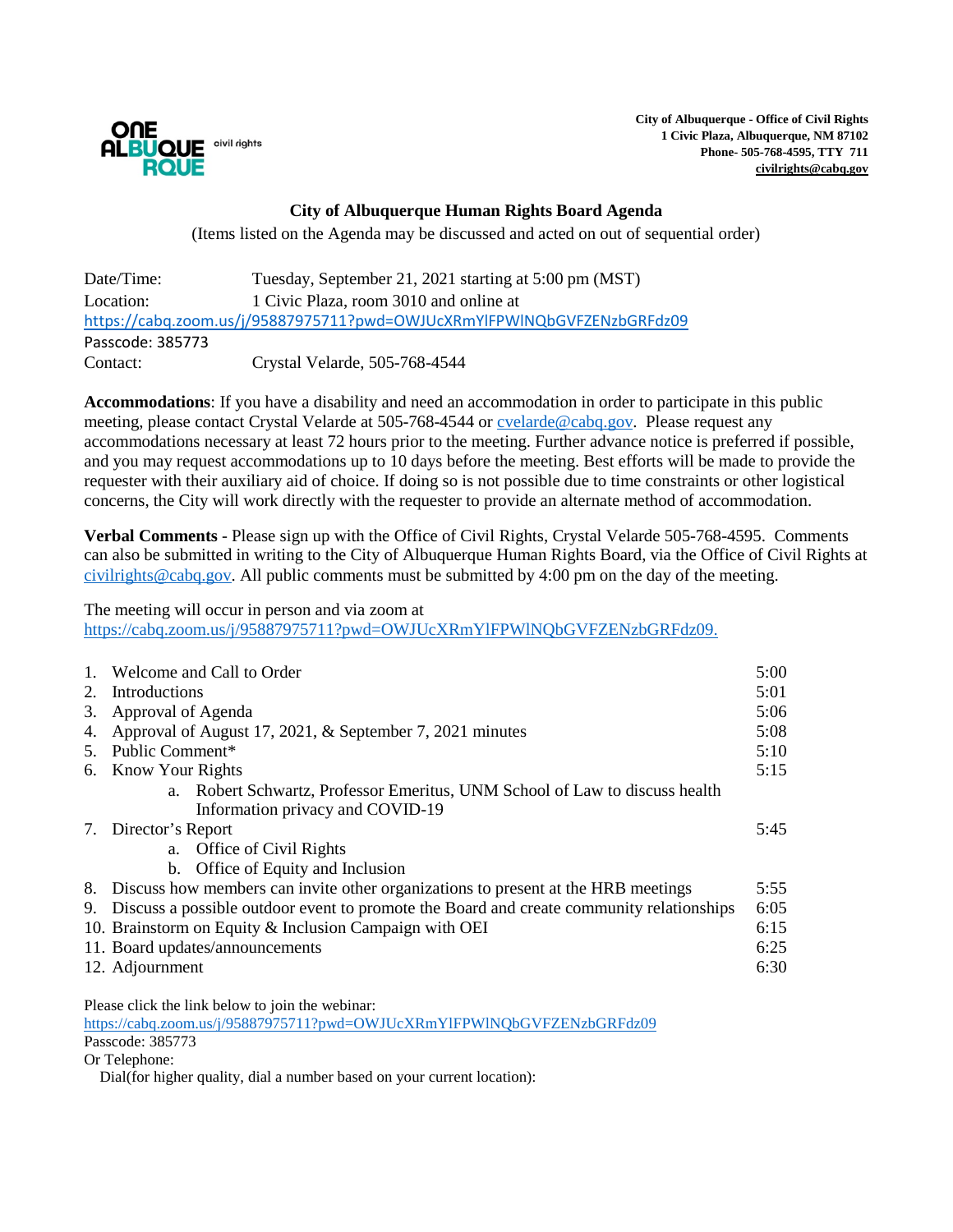ONE ALBUQUERQUE civil rights

**City of Albuquerque - Office of Civil Rights**
**1 Civic Plaza, Albuquerque, NM 87102**
**Phone- 505-768-4595, TTY 711**
**civilrights@cabq.gov**

# City of Albuquerque Human Rights Board Agenda

(Items listed on the Agenda may be discussed and acted on out of sequential order)

Date/Time: Tuesday, September 21, 2021 starting at 5:00 pm (MST)
Location: 1 Civic Plaza, room 3010 and online at
https://cabq.zoom.us/j/95887975711?pwd=OWJUcXRmYlFPWlNQbGVFZENzbGRFdz09
Passcode: 385773
Contact: Crystal Velarde, 505-768-4544

**Accommodations**: If you have a disability and need an accommodation in order to participate in this public meeting, please contact Crystal Velarde at 505-768-4544 or cvelarde@cabq.gov. Please request any accommodations necessary at least 72 hours prior to the meeting. Further advance notice is preferred if possible, and you may request accommodations up to 10 days before the meeting. Best efforts will be made to provide the requester with their auxiliary aid of choice. If doing so is not possible due to time constraints or other logistical concerns, the City will work directly with the requester to provide an alternate method of accommodation.

**Verbal Comments** - Please sign up with the Office of Civil Rights, Crystal Velarde 505-768-4595. Comments can also be submitted in writing to the City of Albuquerque Human Rights Board, via the Office of Civil Rights at civilrights@cabq.gov. All public comments must be submitted by 4:00 pm on the day of the meeting.

The meeting will occur in person and via zoom at
https://cabq.zoom.us/j/95887975711?pwd=OWJUcXRmYlFPWlNQbGVFZENzbGRFdz09.

| Item | Time |
|---|---|
| 1. Welcome and Call to Order | 5:00 |
| 2. Introductions | 5:01 |
| 3. Approval of Agenda | 5:06 |
| 4. Approval of August 17, 2021, & September 7, 2021 minutes | 5:08 |
| 5. Public Comment* | 5:10 |
| 6. Know Your Rights | 5:15 |
| a. Robert Schwartz, Professor Emeritus, UNM School of Law to discuss health Information privacy and COVID-19 | |
| 7. Director's Report | 5:45 |
| a. Office of Civil Rights | |
| b. Office of Equity and Inclusion | |
| 8. Discuss how members can invite other organizations to present at the HRB meetings | 5:55 |
| 9. Discuss a possible outdoor event to promote the Board and create community relationships | 6:05 |
| 10. Brainstorm on Equity & Inclusion Campaign with OEI | 6:15 |
| 11. Board updates/announcements | 6:25 |
| 12. Adjournment | 6:30 |

Please click the link below to join the webinar:
https://cabq.zoom.us/j/95887975711?pwd=OWJUcXRmYlFPWlNQbGVFZENzbGRFdz09
Passcode: 385773
Or Telephone:
Dial(for higher quality, dial a number based on your current location):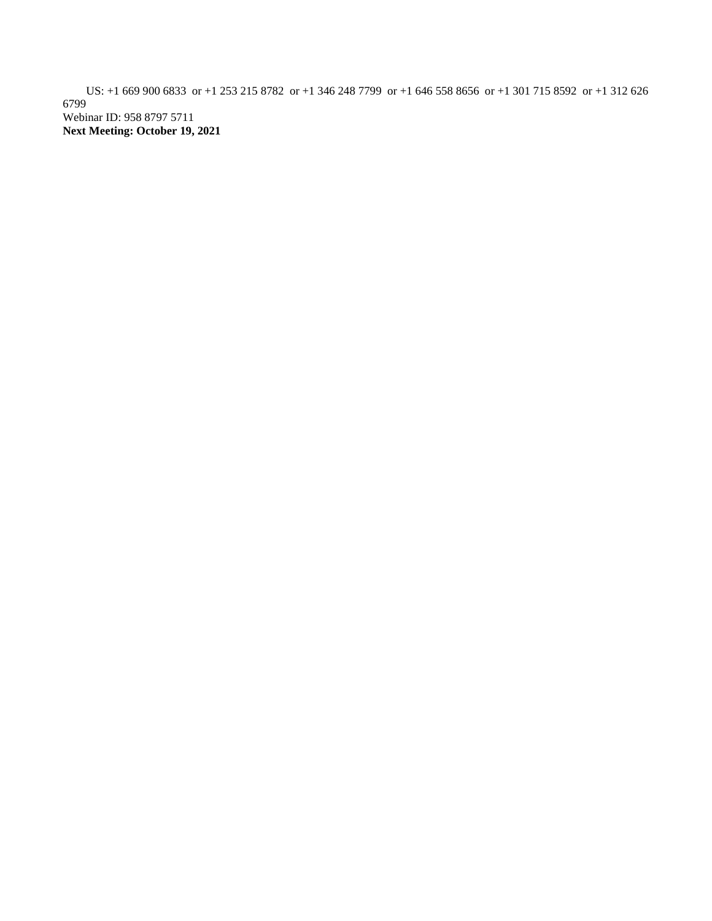US: +1 669 900 6833 or +1 253 215 8782 or +1 346 248 7799 or +1 646 558 8656 or +1 301 715 8592 or +1 312 626 6799

Webinar ID: 958 8797 5711

**Next Meeting: October 19, 2021**